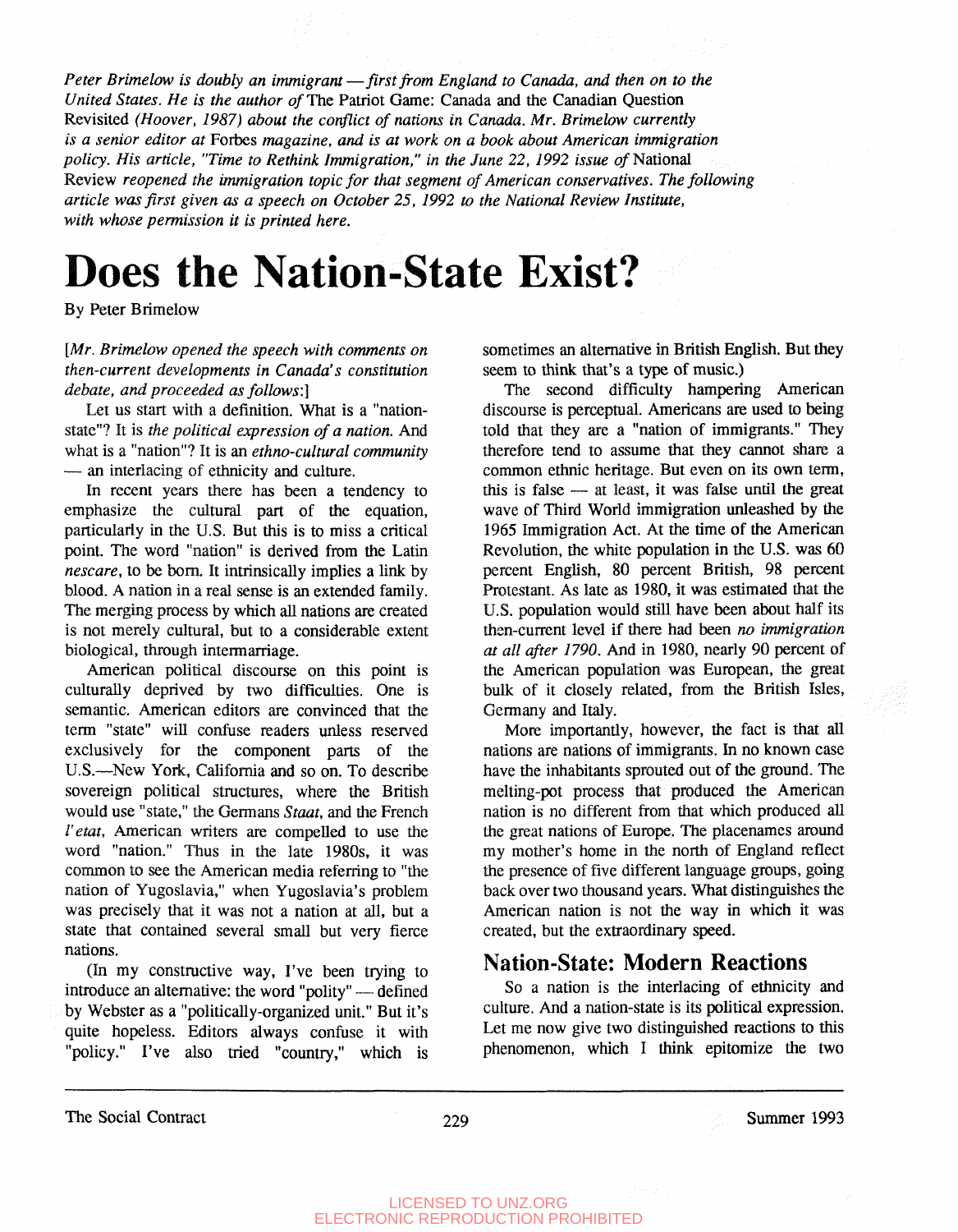*Peter Brimelow is doubly an immigrant — first from England to Canada, and then on to the United States. He is the author of* The Patriot Game: Canada and the Canadian Question Revisited *(Hoover, 1987) about the conflict of nations in Canada. Mr. Brimelow currently is a senior editor at* Forbes *magazine, and is at work on a book about American immigration policy. His article, "Time to Rethink Immigration," in the June 22, 1992 issue of* National Review *reopened the immigration topic for that segment of American conservatives. The following article was first given as a speech on October 25, 1992 to the National Review Institute, with whose permission it is printed here.*

# Does the Nation-State Exist?

By Peter Brimelow

*[Mr. Brimelow opened the speech with comments on then-current developments in Canada's constitution debate, and proceeded as follows:]*

Let us start with a definition. What is a "nation-state"? It is *the political expression of a nation.* And what is a "nation"? It is an *ethno-cultural community* — an interlacing of ethnicity and culture.

In recent years there has been a tendency to emphasize the cultural part of the equation, particularly in the U.S. But this is to miss a critical point. The word "nation" is derived from the Latin *nescare*, to be born. It intrinsically implies a link by blood. A nation in a real sense is an extended family. The merging process by which all nations are created is not merely cultural, but to a considerable extent biological, through intermarriage.

American political discourse on this point is culturally deprived by two difficulties. One is semantic. American editors are convinced that the term "state" will confuse readers unless reserved exclusively for the component parts of the U.S.—New York, California and so on. To describe sovereign political structures, where the British would use "state," the Germans *Staat*, and the French *l'etat*, American writers are compelled to use the word "nation." Thus in the late 1980s, it was common to see the American media referring to "the nation of Yugoslavia," when Yugoslavia's problem was precisely that it was not a nation at all, but a state that contained several small but very fierce nations.

(In my constructive way, I've been trying to introduce an alternative: the word "polity" — defined by Webster as a "politically-organized unit." But it's quite hopeless. Editors always confuse it with "policy." I've also tried "country," which is sometimes an alternative in British English. But they seem to think that's a type of music.)

The second difficulty hampering American discourse is perceptual. Americans are used to being told that they are a "nation of immigrants." They therefore tend to assume that they cannot share a common ethnic heritage. But even on its own term, this is false — at least, it was false until the great wave of Third World immigration unleashed by the 1965 Immigration Act. At the time of the American Revolution, the white population in the U.S. was 60 percent English, 80 percent British, 98 percent Protestant. As late as 1980, it was estimated that the U.S. population would still have been about half its then-current level if there had been *no immigration at all after 1790.* And in 1980, nearly 90 percent of the American population was European, the great bulk of it closely related, from the British Isles, Germany and Italy.

More importantly, however, the fact is that all nations are nations of immigrants. In no known case have the inhabitants sprouted out of the ground. The melting-pot process that produced the American nation is no different from that which produced all the great nations of Europe. The placenames around my mother's home in the north of England reflect the presence of five different language groups, going back over two thousand years. What distinguishes the American nation is not the way in which it was created, but the extraordinary speed.

## Nation-State: Modern Reactions

So a nation is the interlacing of ethnicity and culture. And a nation-state is its political expression. Let me now give two distinguished reactions to this phenomenon, which I think epitomize the two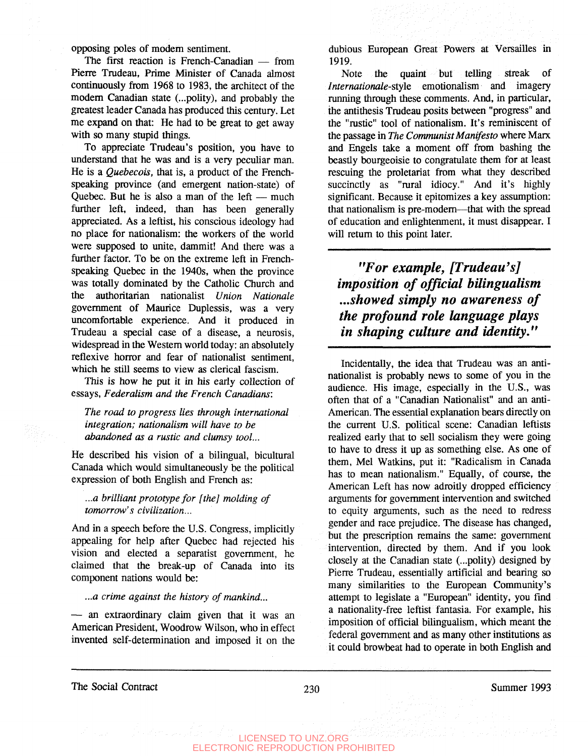opposing poles of modern sentiment.

The first reaction is French-Canadian — from Pierre Trudeau, Prime Minister of Canada almost continuously from 1968 to 1983, the architect of the modern Canadian state (...polity), and probably the greatest leader Canada has produced this century. Let me expand on that: He had to be great to get away with so many stupid things.

To appreciate Trudeau's position, you have to understand that he was and is a very peculiar man. He is a *Quebecois*, that is, a product of the French-speaking province (and emergent nation-state) of Quebec. But he is also a man of the left — much further left, indeed, than has been generally appreciated. As a leftist, his conscious ideology had no place for nationalism: the workers of the world were supposed to unite, dammit! And there was a further factor. To be on the extreme left in French-speaking Quebec in the 1940s, when the province was totally dominated by the Catholic Church and the authoritarian nationalist *Union Nationale* government of Maurice Duplessis, was a very uncomfortable experience. And it produced in Trudeau a special case of a disease, a neurosis, widespread in the Western world today: an absolutely reflexive horror and fear of nationalist sentiment, which he still seems to view as clerical fascism.

This is how he put it in his early collection of essays, *Federalism and the French Canadians*:

> *The road to progress lies through international integration; nationalism will have to be abandoned as a rustic and clumsy tool...*

He described his vision of a bilingual, bicultural Canada which would simultaneously be the political expression of both English and French as:

> *...a brilliant prototype for [the] molding of tomorrow's civilization...*

And in a speech before the U.S. Congress, implicitly appealing for help after Quebec had rejected his vision and elected a separatist government, he claimed that the break-up of Canada into its component nations would be:

> *...a crime against the history of mankind...*

— an extraordinary claim given that it was an American President, Woodrow Wilson, who in effect invented self-determination and imposed it on the dubious European Great Powers at Versailles in 1919.

Note the quaint but telling streak of *Internationale*-style emotionalism and imagery running through these comments. And, in particular, the antithesis Trudeau posits between "progress" and the "rustic" tool of nationalism. It's reminiscent of the passage in *The Communist Manifesto* where Marx and Engels take a moment off from bashing the beastly bourgeoisie to congratulate them for at least rescuing the proletariat from what they described succinctly as "rural idiocy." And it's highly significant. Because it epitomizes a key assumption: that nationalism is pre-modern—that with the spread of education and enlightenment, it must disappear. I will return to this point later.

> ***"For example, [Trudeau's] imposition of official bilingualism ...showed simply no awareness of the profound role language plays in shaping culture and identity."***

Incidentally, the idea that Trudeau was an anti-nationalist is probably news to some of you in the audience. His image, especially in the U.S., was often that of a "Canadian Nationalist" and an anti-American. The essential explanation bears directly on the current U.S. political scene: Canadian leftists realized early that to sell socialism they were going to have to dress it up as something else. As one of them, Mel Watkins, put it: "Radicalism in Canada has to mean nationalism." Equally, of course, the American Left has now adroitly dropped efficiency arguments for government intervention and switched to equity arguments, such as the need to redress gender and race prejudice. The disease has changed, but the prescription remains the same: government intervention, directed by them. And if you look closely at the Canadian state (...polity) designed by Pierre Trudeau, essentially artificial and bearing so many similarities to the European Community's attempt to legislate a "European" identity, you find a nationality-free leftist fantasia. For example, his imposition of official bilingualism, which meant the federal government and as many other institutions as it could browbeat had to operate in both English and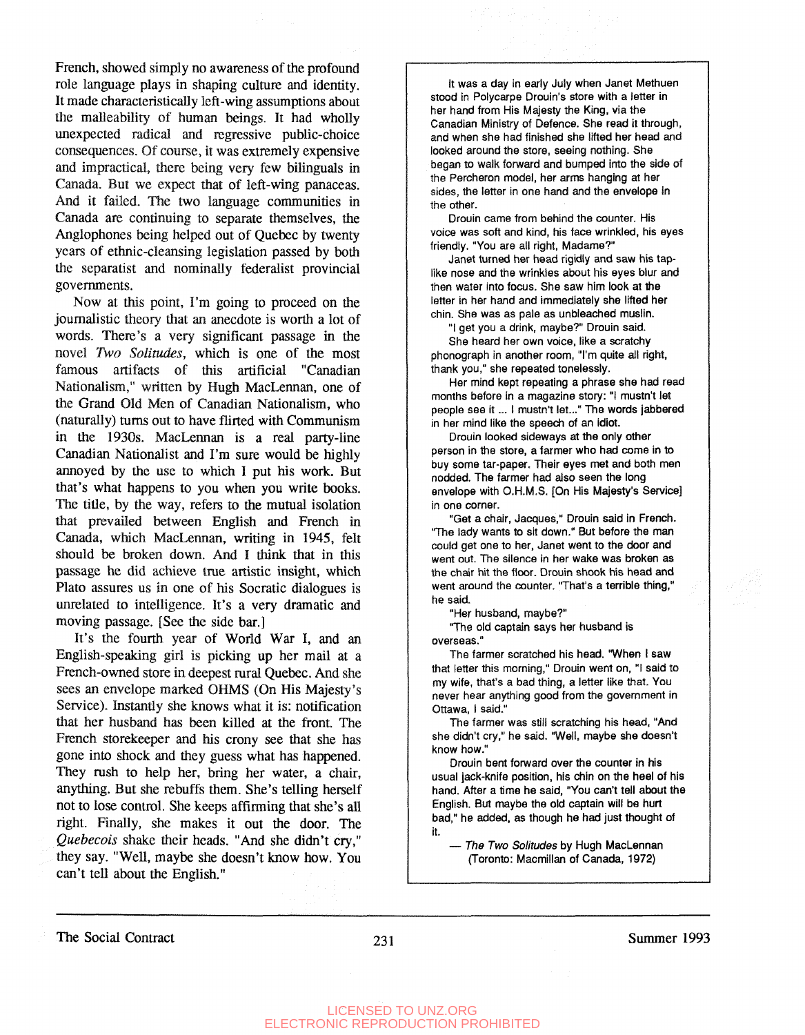French, showed simply no awareness of the profound role language plays in shaping culture and identity. It made characteristically left-wing assumptions about the malleability of human beings. It had wholly unexpected radical and regressive public-choice consequences. Of course, it was extremely expensive and impractical, there being very few bilinguals in Canada. But we expect that of left-wing panaceas. And it failed. The two language communities in Canada are continuing to separate themselves, the Anglophones being helped out of Quebec by twenty years of ethnic-cleansing legislation passed by both the separatist and nominally federalist provincial governments.

Now at this point, I'm going to proceed on the journalistic theory that an anecdote is worth a lot of words. There's a very significant passage in the novel *Two Solitudes*, which is one of the most famous artifacts of this artificial "Canadian Nationalism," written by Hugh MacLennan, one of the Grand Old Men of Canadian Nationalism, who (naturally) turns out to have flirted with Communism in the 1930s. MacLennan is a real party-line Canadian Nationalist and I'm sure would be highly annoyed by the use to which I put his work. But that's what happens to you when you write books. The title, by the way, refers to the mutual isolation that prevailed between English and French in Canada, which MacLennan, writing in 1945, felt should be broken down. And I think that in this passage he did achieve true artistic insight, which Plato assures us in one of his Socratic dialogues is unrelated to intelligence. It's a very dramatic and moving passage. [See the side bar.]

It's the fourth year of World War I, and an English-speaking girl is picking up her mail at a French-owned store in deepest rural Quebec. And she sees an envelope marked OHMS (On His Majesty's Service). Instantly she knows what it is: notification that her husband has been killed at the front. The French storekeeper and his crony see that she has gone into shock and they guess what has happened. They rush to help her, bring her water, a chair, anything. But she rebuffs them. She's telling herself not to lose control. She keeps affirming that she's all right. Finally, she makes it out the door. The *Quebecois* shake their heads. "And she didn't cry," they say. "Well, maybe she doesn't know how. You can't tell about the English."

---

It was a day in early July when Janet Methuen stood in Polycarpe Drouin's store with a letter in her hand from His Majesty the King, via the Canadian Ministry of Defence. She read it through, and when she had finished she lifted her head and looked around the store, seeing nothing. She began to walk forward and bumped into the side of the Percheron model, her arms hanging at her sides, the letter in one hand and the envelope in the other.

Drouin came from behind the counter. His voice was soft and kind, his face wrinkled, his eyes friendly. "You are all right, Madame?"

Janet turned her head rigidly and saw his tap-like nose and the wrinkles about his eyes blur and then water into focus. She saw him look at the letter in her hand and immediately she lifted her chin. She was as pale as unbleached muslin.

"I get you a drink, maybe?" Drouin said.

She heard her own voice, like a scratchy phonograph in another room, "I'm quite all right, thank you," she repeated tonelessly.

Her mind kept repeating a phrase she had read months before in a magazine story: "I mustn't let people see it ... I mustn't let..." The words jabbered in her mind like the speech of an idiot.

Drouin looked sideways at the only other person in the store, a farmer who had come in to buy some tar-paper. Their eyes met and both men nodded. The farmer had also seen the long envelope with O.H.M.S. [On His Majesty's Service] in one corner.

"Get a chair, Jacques," Drouin said in French. "The lady wants to sit down." But before the man could get one to her, Janet went to the door and went out. The silence in her wake was broken as the chair hit the floor. Drouin shook his head and went around the counter. "That's a terrible thing," he said.

"Her husband, maybe?"

"The old captain says her husband is overseas."

The farmer scratched his head. "When I saw that letter this morning," Drouin went on, "I said to my wife, that's a bad thing, a letter like that. You never hear anything good from the government in Ottawa, I said."

The farmer was still scratching his head, "And she didn't cry," he said. "Well, maybe she doesn't know how."

Drouin bent forward over the counter in his usual jack-knife position, his chin on the heel of his hand. After a time he said, "You can't tell about the English. But maybe the old captain will be hurt bad," he added, as though he had just thought of it.

— *The Two Solitudes* by Hugh MacLennan (Toronto: Macmillan of Canada, 1972)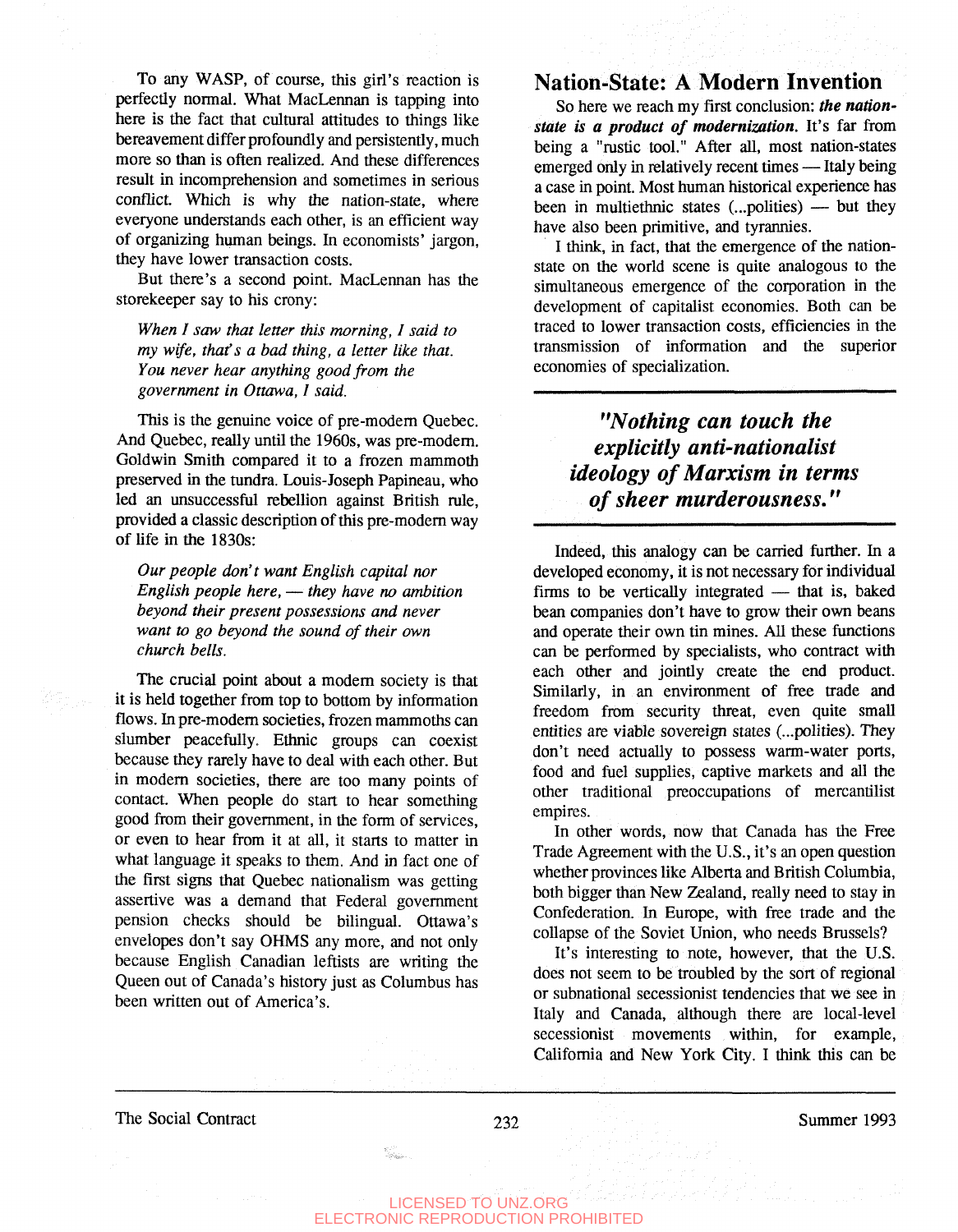To any WASP, of course, this girl's reaction is perfectly normal. What MacLennan is tapping into here is the fact that cultural attitudes to things like bereavement differ profoundly and persistently, much more so than is often realized. And these differences result in incomprehension and sometimes in serious conflict. Which is why the nation-state, where everyone understands each other, is an efficient way of organizing human beings. In economists' jargon, they have lower transaction costs.

But there's a second point. MacLennan has the storekeeper say to his crony:

*When I saw that letter this morning, I said to my wife, that's a bad thing, a letter like that. You never hear anything good from the government in Ottawa, I said.*

This is the genuine voice of pre-modern Quebec. And Quebec, really until the 1960s, was pre-modern. Goldwin Smith compared it to a frozen mammoth preserved in the tundra. Louis-Joseph Papineau, who led an unsuccessful rebellion against British rule, provided a classic description of this pre-modern way of life in the 1830s:

*Our people don't want English capital nor English people here, — they have no ambition beyond their present possessions and never want to go beyond the sound of their own church bells.*

The crucial point about a modern society is that it is held together from top to bottom by information flows. In pre-modern societies, frozen mammoths can slumber peacefully. Ethnic groups can coexist because they rarely have to deal with each other. But in modern societies, there are too many points of contact. When people do start to hear something good from their government, in the form of services, or even to hear from it at all, it starts to matter in what language it speaks to them. And in fact one of the first signs that Quebec nationalism was getting assertive was a demand that Federal government pension checks should be bilingual. Ottawa's envelopes don't say OHMS any more, and not only because English Canadian leftists are writing the Queen out of Canada's history just as Columbus has been written out of America's.

## Nation-State: A Modern Invention

So here we reach my first conclusion: ***the nation-state is a product of modernization.*** It's far from being a "rustic tool." After all, most nation-states emerged only in relatively recent times — Italy being a case in point. Most human historical experience has been in multiethnic states (...polities) — but they have also been primitive, and tyrannies.

I think, in fact, that the emergence of the nation-state on the world scene is quite analogous to the simultaneous emergence of the corporation in the development of capitalist economies. Both can be traced to lower transaction costs, efficiencies in the transmission of information and the superior economies of specialization.

> ***"Nothing can touch the explicitly anti-nationalist ideology of Marxism in terms of sheer murderousness."***

Indeed, this analogy can be carried further. In a developed economy, it is not necessary for individual firms to be vertically integrated — that is, baked bean companies don't have to grow their own beans and operate their own tin mines. All these functions can be performed by specialists, who contract with each other and jointly create the end product. Similarly, in an environment of free trade and freedom from security threat, even quite small entities are viable sovereign states (...polities). They don't need actually to possess warm-water ports, food and fuel supplies, captive markets and all the other traditional preoccupations of mercantilist empires.

In other words, now that Canada has the Free Trade Agreement with the U.S., it's an open question whether provinces like Alberta and British Columbia, both bigger than New Zealand, really need to stay in Confederation. In Europe, with free trade and the collapse of the Soviet Union, who needs Brussels?

It's interesting to note, however, that the U.S. does not seem to be troubled by the sort of regional or subnational secessionist tendencies that we see in Italy and Canada, although there are local-level secessionist movements within, for example, California and New York City. I think this can be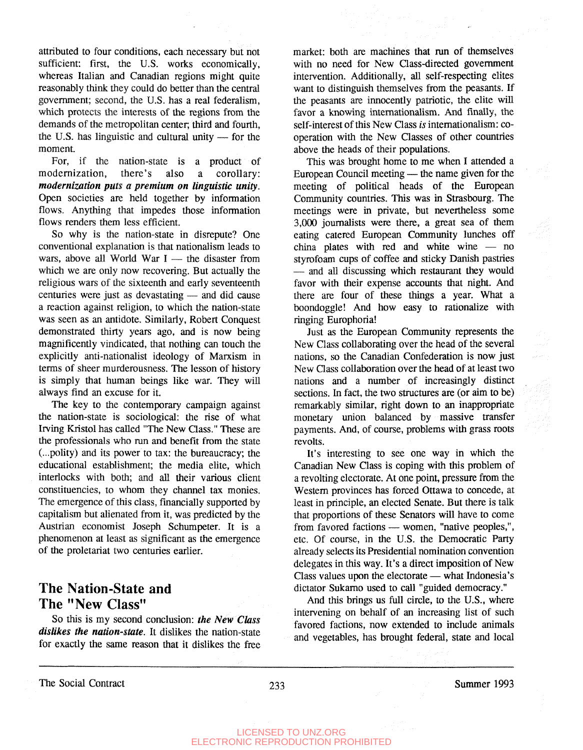attributed to four conditions, each necessary but not sufficient: first, the U.S. works economically, whereas Italian and Canadian regions might quite reasonably think they could do better than the central government; second, the U.S. has a real federalism, which protects the interests of the regions from the demands of the metropolitan center; third and fourth, the U.S. has linguistic and cultural unity — for the moment.

For, if the nation-state is a product of modernization, there's also a corollary: ***modernization puts a premium on linguistic unity***. Open societies are held together by information flows. Anything that impedes those information flows renders them less efficient.

So why is the nation-state in disrepute? One conventional explanation is that nationalism leads to wars, above all World War I — the disaster from which we are only now recovering. But actually the religious wars of the sixteenth and early seventeenth centuries were just as devastating — and did cause a reaction against religion, to which the nation-state was seen as an antidote. Similarly, Robert Conquest demonstrated thirty years ago, and is now being magnificently vindicated, that nothing can touch the explicitly anti-nationalist ideology of Marxism in terms of sheer murderousness. The lesson of history is simply that human beings like war. They will always find an excuse for it.

The key to the contemporary campaign against the nation-state is sociological: the rise of what Irving Kristol has called "The New Class." These are the professionals who run and benefit from the state (...polity) and its power to tax: the bureaucracy; the educational establishment; the media elite, which interlocks with both; and all their various client constituencies, to whom they channel tax monies. The emergence of this class, financially supported by capitalism but alienated from it, was predicted by the Austrian economist Joseph Schumpeter. It is a phenomenon at least as significant as the emergence of the proletariat two centuries earlier.

## The Nation-State and The "New Class"

So this is my second conclusion: ***the New Class dislikes the nation-state***. It dislikes the nation-state for exactly the same reason that it dislikes the free market: both are machines that run of themselves with no need for New Class-directed government intervention. Additionally, all self-respecting elites want to distinguish themselves from the peasants. If the peasants are innocently patriotic, the elite will favor a knowing internationalism. And finally, the self-interest of this New Class *is* internationalism: co-operation with the New Classes of other countries above the heads of their populations.

This was brought home to me when I attended a European Council meeting — the name given for the meeting of political heads of the European Community countries. This was in Strasbourg. The meetings were in private, but nevertheless some 3,000 journalists were there, a great sea of them eating catered European Community lunches off china plates with red and white wine — no styrofoam cups of coffee and sticky Danish pastries — and all discussing which restaurant they would favor with their expense accounts that night. And there are four of these things a year. What a boondoggle! And how easy to rationalize with ringing Europhoria!

Just as the European Community represents the New Class collaborating over the head of the several nations, so the Canadian Confederation is now just New Class collaboration over the head of at least two nations and a number of increasingly distinct sections. In fact, the two structures are (or aim to be) remarkably similar, right down to an inappropriate monetary union balanced by massive transfer payments. And, of course, problems with grass roots revolts.

It's interesting to see one way in which the Canadian New Class is coping with this problem of a revolting electorate. At one point, pressure from the Western provinces has forced Ottawa to concede, at least in principle, an elected Senate. But there is talk that proportions of these Senators will have to come from favored factions — women, "native peoples,", etc. Of course, in the U.S. the Democratic Party already selects its Presidential nomination convention delegates in this way. It's a direct imposition of New Class values upon the electorate — what Indonesia's dictator Sukarno used to call "guided democracy."

And this brings us full circle, to the U.S., where intervening on behalf of an increasing list of such favored factions, now extended to include animals and vegetables, has brought federal, state and local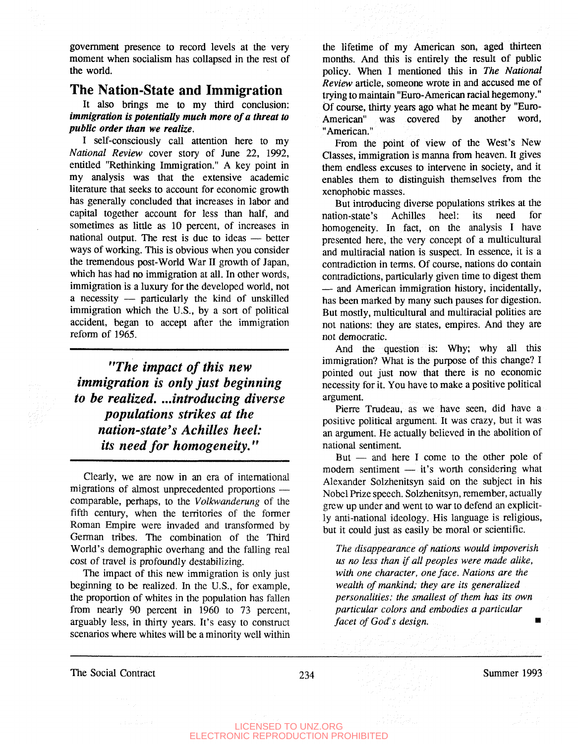government presence to record levels at the very moment when socialism has collapsed in the rest of the world.

## The Nation-State and Immigration

It also brings me to my third conclusion: ***immigration is potentially much more of a threat to public order than we realize.***

I self-consciously call attention here to my *National Review* cover story of June 22, 1992, entitled "Rethinking Immigration." A key point in my analysis was that the extensive academic literature that seeks to account for economic growth has generally concluded that increases in labor and capital together account for less than half, and sometimes as little as 10 percent, of increases in national output. The rest is due to ideas — better ways of working. This is obvious when you consider the tremendous post-World War II growth of Japan, which has had no immigration at all. In other words, immigration is a luxury for the developed world, not a necessity — particularly the kind of unskilled immigration which the U.S., by a sort of political accident, began to accept after the immigration reform of 1965.

> ***"The impact of this new immigration is only just beginning to be realized. ...introducing diverse populations strikes at the nation-state's Achilles heel: its need for homogeneity."***

Clearly, we are now in an era of international migrations of almost unprecedented proportions — comparable, perhaps, to the *Volkwanderung* of the fifth century, when the territories of the former Roman Empire were invaded and transformed by German tribes. The combination of the Third World's demographic overhang and the falling real cost of travel is profoundly destabilizing.

The impact of this new immigration is only just beginning to be realized. In the U.S., for example, the proportion of whites in the population has fallen from nearly 90 percent in 1960 to 73 percent, arguably less, in thirty years. It's easy to construct scenarios where whites will be a minority well within the lifetime of my American son, aged thirteen months. And this is entirely the result of public policy. When I mentioned this in *The National Review* article, someone wrote in and accused me of trying to maintain "Euro-American racial hegemony." Of course, thirty years ago what he meant by "Euro-American" was covered by another word, "American."

From the point of view of the West's New Classes, immigration is manna from heaven. It gives them endless excuses to intervene in society, and it enables them to distinguish themselves from the xenophobic masses.

But introducing diverse populations strikes at the nation-state's Achilles heel: its need for homogeneity. In fact, on the analysis I have presented here, the very concept of a multicultural and multiracial nation is suspect. In essence, it is a contradiction in terms. Of course, nations do contain contradictions, particularly given time to digest them — and American immigration history, incidentally, has been marked by many such pauses for digestion. But mostly, multicultural and multiracial polities are not nations: they are states, empires. And they are not democratic.

And the question is: Why; why all this immigration? What is the purpose of this change? I pointed out just now that there is no economic necessity for it. You have to make a positive political argument.

Pierre Trudeau, as we have seen, did have a positive political argument. It was crazy, but it was an argument. He actually believed in the abolition of national sentiment.

But — and here I come to the other pole of modern sentiment — it's worth considering what Alexander Solzhenitsyn said on the subject in his Nobel Prize speech. Solzhenitsyn, remember, actually grew up under and went to war to defend an explicitly anti-national ideology. His language is religious, but it could just as easily be moral or scientific.

> *The disappearance of nations would impoverish us no less than if all peoples were made alike, with one character, one face. Nations are the wealth of mankind; they are its generalized personalities: the smallest of them has its own particular colors and embodies a particular facet of God's design.* ■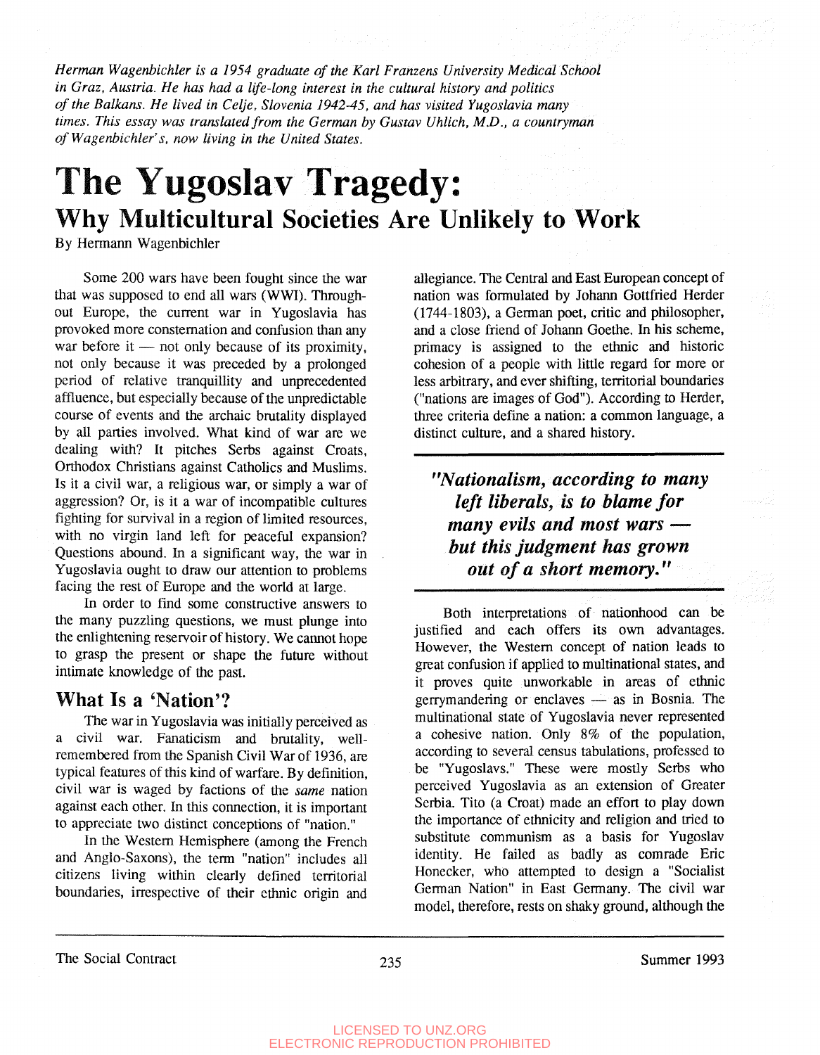*Herman Wagenbichler is a 1954 graduate of the Karl Franzens University Medical School in Graz, Austria. He has had a life-long interest in the cultural history and politics of the Balkans. He lived in Celje, Slovenia 1942-45, and has visited Yugoslavia many times. This essay was translated from the German by Gustav Uhlich, M.D., a countryman of Wagenbichler's, now living in the United States.*

# The Yugoslav Tragedy:

## Why Multicultural Societies Are Unlikely to Work

By Hermann Wagenbichler

Some 200 wars have been fought since the war that was supposed to end all wars (WWI). Throughout Europe, the current war in Yugoslavia has provoked more consternation and confusion than any war before it — not only because of its proximity, not only because it was preceded by a prolonged period of relative tranquillity and unprecedented affluence, but especially because of the unpredictable course of events and the archaic brutality displayed by all parties involved. What kind of war are we dealing with? It pitches Serbs against Croats, Orthodox Christians against Catholics and Muslims. Is it a civil war, a religious war, or simply a war of aggression? Or, is it a war of incompatible cultures fighting for survival in a region of limited resources, with no virgin land left for peaceful expansion? Questions abound. In a significant way, the war in Yugoslavia ought to draw our attention to problems facing the rest of Europe and the world at large.

In order to find some constructive answers to the many puzzling questions, we must plunge into the enlightening reservoir of history. We cannot hope to grasp the present or shape the future without intimate knowledge of the past.

### What Is a 'Nation'?

The war in Yugoslavia was initially perceived as a civil war. Fanaticism and brutality, well-remembered from the Spanish Civil War of 1936, are typical features of this kind of warfare. By definition, civil war is waged by factions of the *same* nation against each other. In this connection, it is important to appreciate two distinct conceptions of "nation."

In the Western Hemisphere (among the French and Anglo-Saxons), the term "nation" includes all citizens living within clearly defined territorial boundaries, irrespective of their ethnic origin and allegiance. The Central and East European concept of nation was formulated by Johann Gottfried Herder (1744-1803), a German poet, critic and philosopher, and a close friend of Johann Goethe. In his scheme, primacy is assigned to the ethnic and historic cohesion of a people with little regard for more or less arbitrary, and ever shifting, territorial boundaries ("nations are images of God"). According to Herder, three criteria define a nation: a common language, a distinct culture, and a shared history.

> ***"Nationalism, according to many left liberals, is to blame for many evils and most wars — but this judgment has grown out of a short memory."***

Both interpretations of nationhood can be justified and each offers its own advantages. However, the Western concept of nation leads to great confusion if applied to multinational states, and it proves quite unworkable in areas of ethnic gerrymandering or enclaves — as in Bosnia. The multinational state of Yugoslavia never represented a cohesive nation. Only 8% of the population, according to several census tabulations, professed to be "Yugoslavs." These were mostly Serbs who perceived Yugoslavia as an extension of Greater Serbia. Tito (a Croat) made an effort to play down the importance of ethnicity and religion and tried to substitute communism as a basis for Yugoslav identity. He failed as badly as comrade Eric Honecker, who attempted to design a "Socialist German Nation" in East Germany. The civil war model, therefore, rests on shaky ground, although the